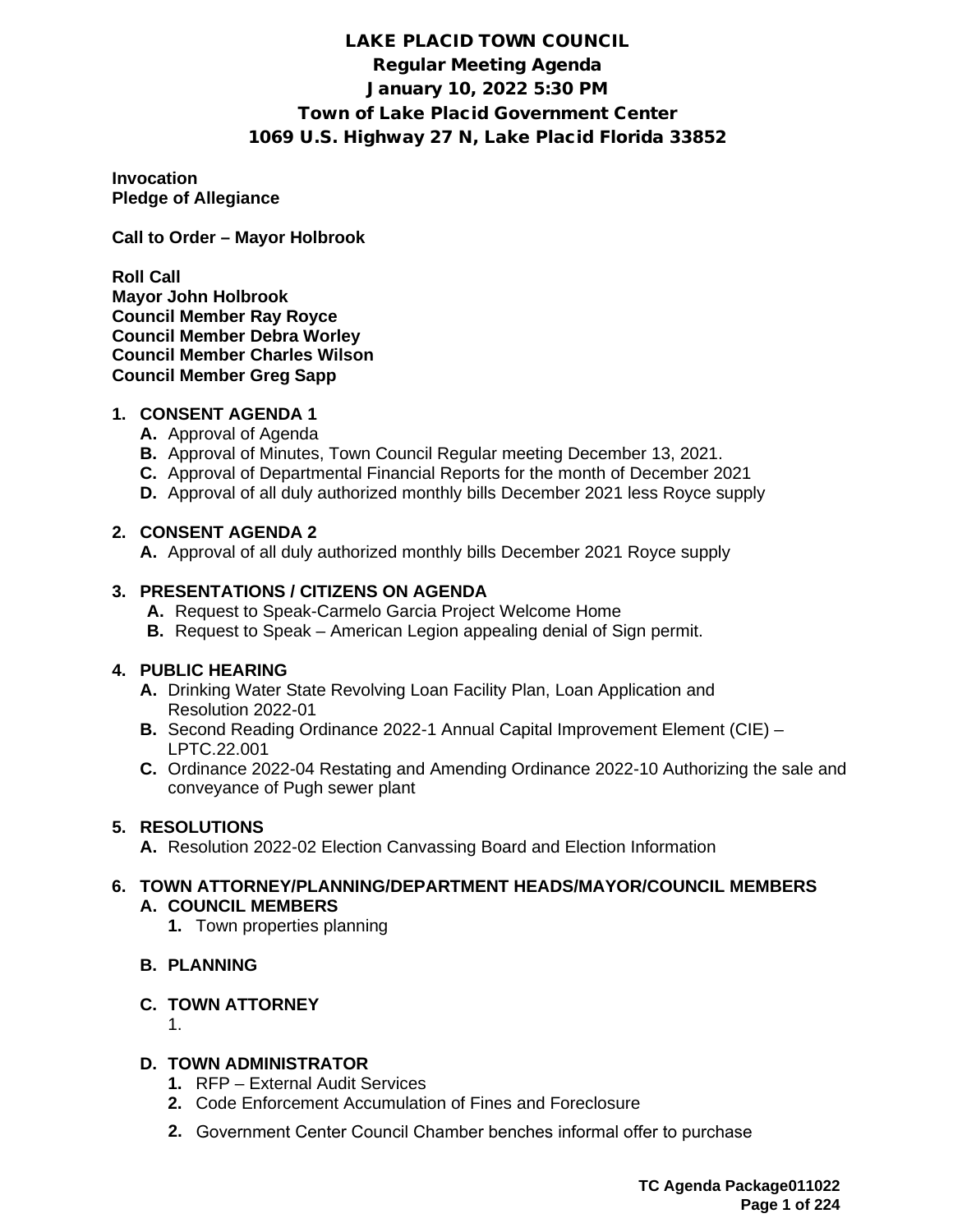# LAKE PLACID TOWN COUNCIL
## Regular Meeting Agenda
## January 10, 2022 5:30 PM
## Town of Lake Placid Government Center
## 1069 U.S. Highway 27 N, Lake Placid Florida 33852

**Invocation**
**Pledge of Allegiance**

**Call to Order – Mayor Holbrook**

**Roll Call**
**Mayor John Holbrook**
**Council Member Ray Royce**
**Council Member Debra Worley**
**Council Member Charles Wilson**
**Council Member Greg Sapp**

**1. CONSENT AGENDA 1**
- **A.** Approval of Agenda
- **B.** Approval of Minutes, Town Council Regular meeting December 13, 2021.
- **C.** Approval of Departmental Financial Reports for the month of December 2021
- **D.** Approval of all duly authorized monthly bills December 2021 less Royce supply

**2. CONSENT AGENDA 2**
- **A.** Approval of all duly authorized monthly bills December 2021 Royce supply

**3. PRESENTATIONS / CITIZENS ON AGENDA**
- **A.** Request to Speak-Carmelo Garcia Project Welcome Home
- **B.** Request to Speak – American Legion appealing denial of Sign permit.

**4. PUBLIC HEARING**
- **A.** Drinking Water State Revolving Loan Facility Plan, Loan Application and Resolution 2022-01
- **B.** Second Reading Ordinance 2022-1 Annual Capital Improvement Element (CIE) – LPTC.22.001
- **C.** Ordinance 2022-04 Restating and Amending Ordinance 2022-10 Authorizing the sale and conveyance of Pugh sewer plant

**5. RESOLUTIONS**
- **A.** Resolution 2022-02 Election Canvassing Board and Election Information

**6. TOWN ATTORNEY/PLANNING/DEPARTMENT HEADS/MAYOR/COUNCIL MEMBERS**

**A. COUNCIL MEMBERS**
1. Town properties planning

**B. PLANNING**

**C. TOWN ATTORNEY**
1.

**D. TOWN ADMINISTRATOR**
1. RFP – External Audit Services
2. Code Enforcement Accumulation of Fines and Foreclosure
2. Government Center Council Chamber benches informal offer to purchase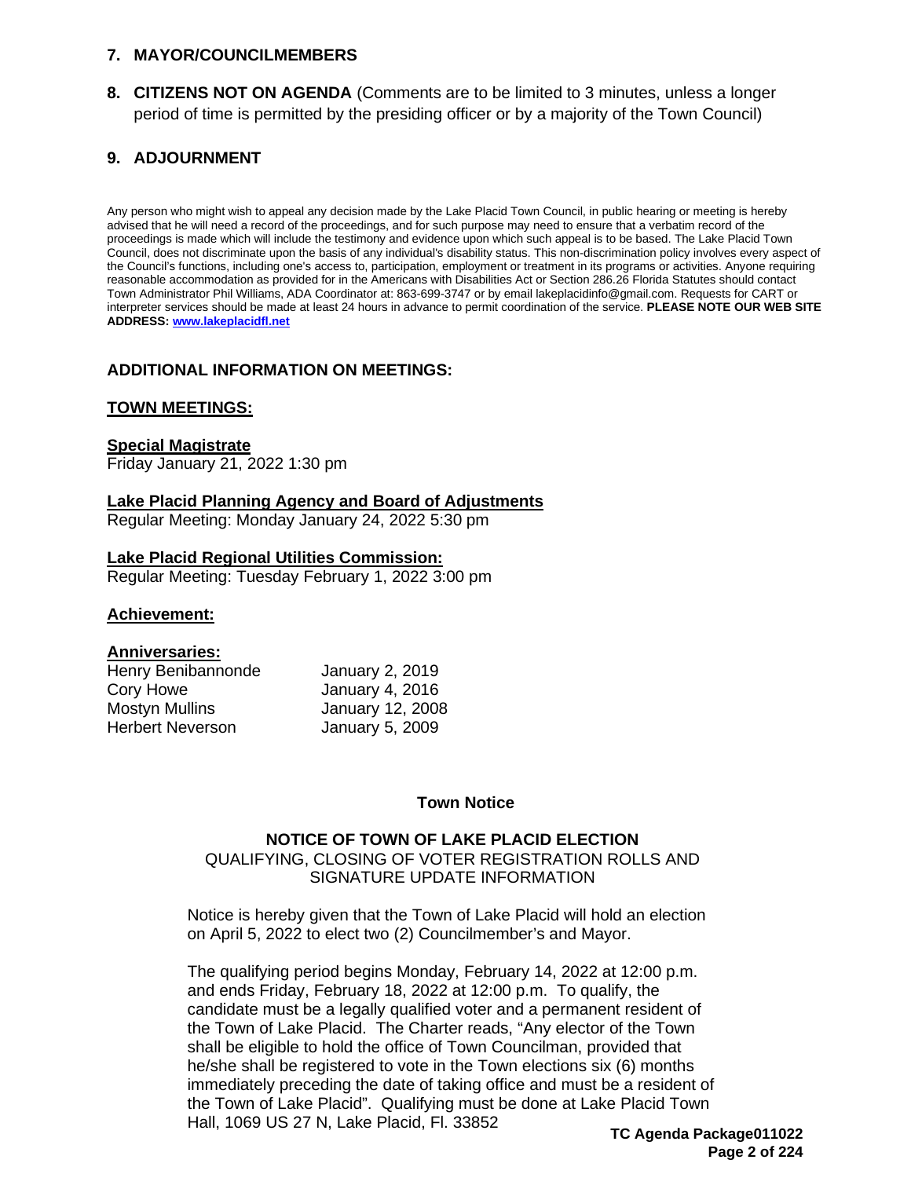## 7. MAYOR/COUNCILMEMBERS

## 8. CITIZENS NOT ON AGENDA (Comments are to be limited to 3 minutes, unless a longer period of time is permitted by the presiding officer or by a majority of the Town Council)

## 9. ADJOURNMENT

Any person who might wish to appeal any decision made by the Lake Placid Town Council, in public hearing or meeting is hereby advised that he will need a record of the proceedings, and for such purpose may need to ensure that a verbatim record of the proceedings is made which will include the testimony and evidence upon which such appeal is to be based. The Lake Placid Town Council, does not discriminate upon the basis of any individual's disability status. This non-discrimination policy involves every aspect of the Council's functions, including one's access to, participation, employment or treatment in its programs or activities. Anyone requiring reasonable accommodation as provided for in the Americans with Disabilities Act or Section 286.26 Florida Statutes should contact Town Administrator Phil Williams, ADA Coordinator at: 863-699-3747 or by email lakeplacidinfo@gmail.com. Requests for CART or interpreter services should be made at least 24 hours in advance to permit coordination of the service. **PLEASE NOTE OUR WEB SITE ADDRESS: [www.lakeplacidfl.net](http://www.lakeplacidfl.net)**

### ADDITIONAL INFORMATION ON MEETINGS:

#### TOWN MEETINGS:

**Special Magistrate**
Friday January 21, 2022 1:30 pm

**Lake Placid Planning Agency and Board of Adjustments**
Regular Meeting: Monday January 24, 2022 5:30 pm

**Lake Placid Regional Utilities Commission:**
Regular Meeting: Tuesday February 1, 2022 3:00 pm

**Achievement:**

**Anniversaries:**

| | |
|---|---|
| Henry Benibannonde | January 2, 2019 |
| Cory Howe | January 4, 2016 |
| Mostyn Mullins | January 12, 2008 |
| Herbert Neverson | January 5, 2009 |

**Town Notice**

**NOTICE OF TOWN OF LAKE PLACID ELECTION**
QUALIFYING, CLOSING OF VOTER REGISTRATION ROLLS AND SIGNATURE UPDATE INFORMATION

Notice is hereby given that the Town of Lake Placid will hold an election on April 5, 2022 to elect two (2) Councilmember's and Mayor.

The qualifying period begins Monday, February 14, 2022 at 12:00 p.m. and ends Friday, February 18, 2022 at 12:00 p.m. To qualify, the candidate must be a legally qualified voter and a permanent resident of the Town of Lake Placid. The Charter reads, "Any elector of the Town shall be eligible to hold the office of Town Councilman, provided that he/she shall be registered to vote in the Town elections six (6) months immediately preceding the date of taking office and must be a resident of the Town of Lake Placid". Qualifying must be done at Lake Placid Town Hall, 1069 US 27 N, Lake Placid, Fl. 33852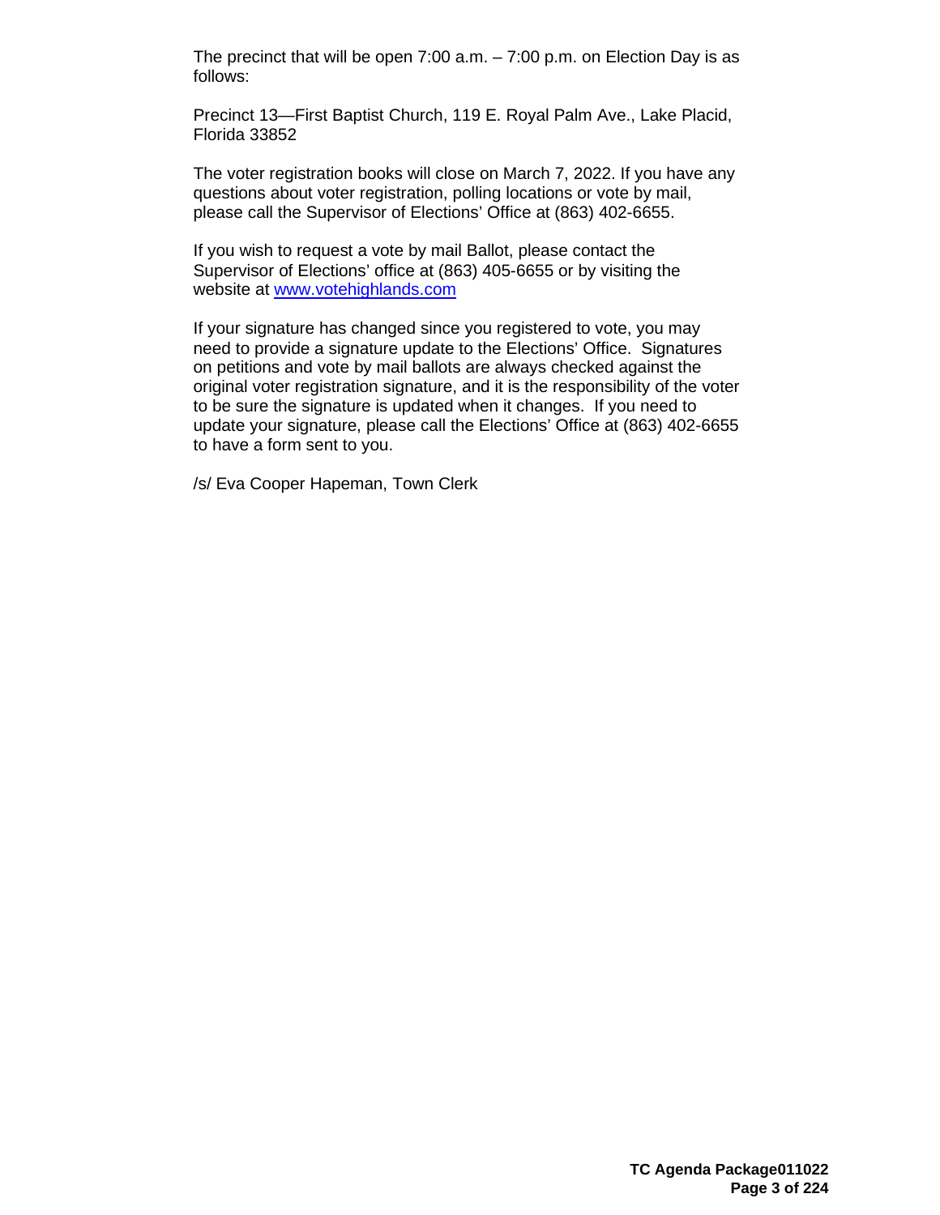The precinct that will be open 7:00 a.m. – 7:00 p.m. on Election Day is as follows:

Precinct 13—First Baptist Church, 119 E. Royal Palm Ave., Lake Placid, Florida 33852

The voter registration books will close on March 7, 2022. If you have any questions about voter registration, polling locations or vote by mail, please call the Supervisor of Elections' Office at (863) 402-6655.

If you wish to request a vote by mail Ballot, please contact the Supervisor of Elections' office at (863) 405-6655 or by visiting the website at [www.votehighlands.com](http://www.votehighlands.com)

If your signature has changed since you registered to vote, you may need to provide a signature update to the Elections' Office. Signatures on petitions and vote by mail ballots are always checked against the original voter registration signature, and it is the responsibility of the voter to be sure the signature is updated when it changes. If you need to update your signature, please call the Elections' Office at (863) 402-6655 to have a form sent to you.

/s/ Eva Cooper Hapeman, Town Clerk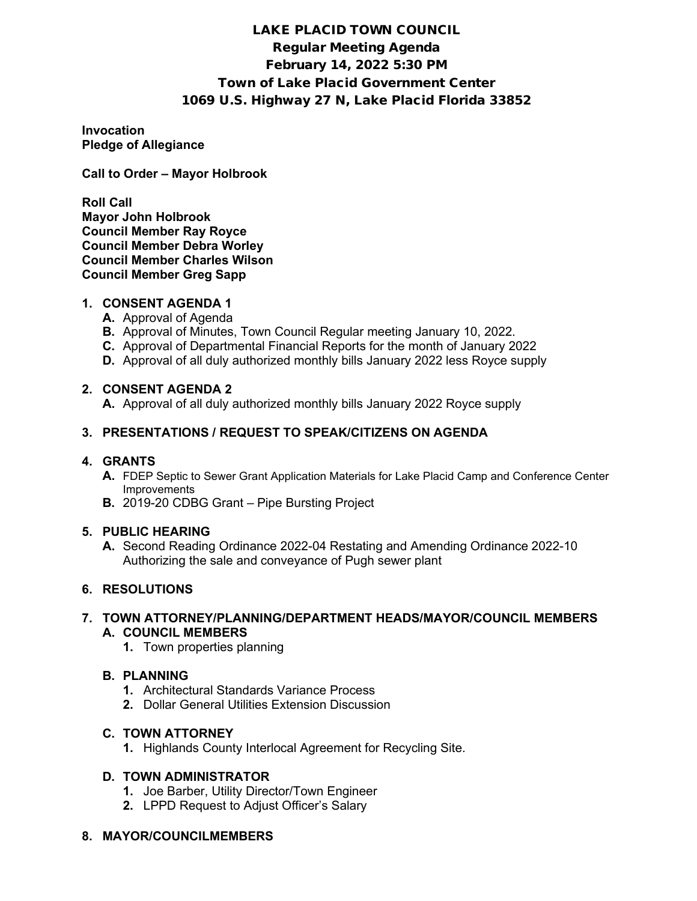# LAKE PLACID TOWN COUNCIL

## Regular Meeting Agenda

## February 14, 2022 5:30 PM

## Town of Lake Placid Government Center

## 1069 U.S. Highway 27 N, Lake Placid Florida 33852

**Invocation**
**Pledge of Allegiance**

**Call to Order – Mayor Holbrook**

**Roll Call**
**Mayor John Holbrook**
**Council Member Ray Royce**
**Council Member Debra Worley**
**Council Member Charles Wilson**
**Council Member Greg Sapp**

1. **CONSENT AGENDA 1**
   - **A.** Approval of Agenda
   - **B.** Approval of Minutes, Town Council Regular meeting January 10, 2022.
   - **C.** Approval of Departmental Financial Reports for the month of January 2022
   - **D.** Approval of all duly authorized monthly bills January 2022 less Royce supply

2. **CONSENT AGENDA 2**
   - **A.** Approval of all duly authorized monthly bills January 2022 Royce supply

3. **PRESENTATIONS / REQUEST TO SPEAK/CITIZENS ON AGENDA**

4. **GRANTS**
   - **A.** FDEP Septic to Sewer Grant Application Materials for Lake Placid Camp and Conference Center Improvements
   - **B.** 2019-20 CDBG Grant – Pipe Bursting Project

5. **PUBLIC HEARING**
   - **A.** Second Reading Ordinance 2022-04 Restating and Amending Ordinance 2022-10 Authorizing the sale and conveyance of Pugh sewer plant

6. **RESOLUTIONS**

7. **TOWN ATTORNEY/PLANNING/DEPARTMENT HEADS/MAYOR/COUNCIL MEMBERS**
   - **A. COUNCIL MEMBERS**
     1. Town properties planning
   - **B. PLANNING**
     1. Architectural Standards Variance Process
     2. Dollar General Utilities Extension Discussion
   - **C. TOWN ATTORNEY**
     1. Highlands County Interlocal Agreement for Recycling Site.
   - **D. TOWN ADMINISTRATOR**
     1. Joe Barber, Utility Director/Town Engineer
     2. LPPD Request to Adjust Officer's Salary

8. **MAYOR/COUNCILMEMBERS**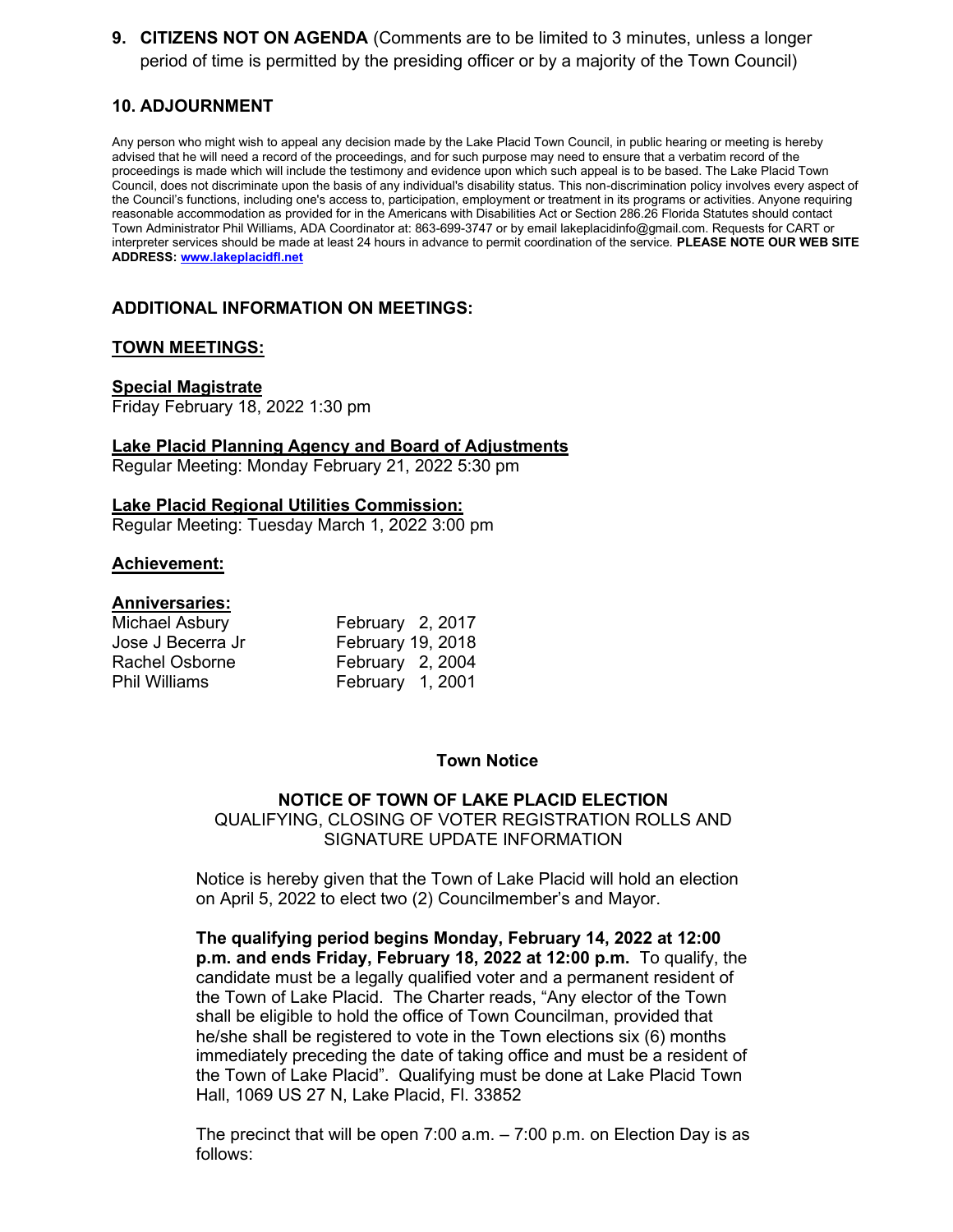**9. CITIZENS NOT ON AGENDA** (Comments are to be limited to 3 minutes, unless a longer period of time is permitted by the presiding officer or by a majority of the Town Council)

**10. ADJOURNMENT**

Any person who might wish to appeal any decision made by the Lake Placid Town Council, in public hearing or meeting is hereby advised that he will need a record of the proceedings, and for such purpose may need to ensure that a verbatim record of the proceedings is made which will include the testimony and evidence upon which such appeal is to be based. The Lake Placid Town Council, does not discriminate upon the basis of any individual's disability status. This non-discrimination policy involves every aspect of the Council's functions, including one's access to, participation, employment or treatment in its programs or activities. Anyone requiring reasonable accommodation as provided for in the Americans with Disabilities Act or Section 286.26 Florida Statutes should contact Town Administrator Phil Williams, ADA Coordinator at: 863-699-3747 or by email lakeplacidinfo@gmail.com. Requests for CART or interpreter services should be made at least 24 hours in advance to permit coordination of the service. **PLEASE NOTE OUR WEB SITE ADDRESS: www.lakeplacidfl.net**

**ADDITIONAL INFORMATION ON MEETINGS:**

**TOWN MEETINGS:**

**Special Magistrate**
Friday February 18, 2022 1:30 pm

**Lake Placid Planning Agency and Board of Adjustments**
Regular Meeting: Monday February 21, 2022 5:30 pm

**Lake Placid Regional Utilities Commission:**
Regular Meeting: Tuesday March 1, 2022 3:00 pm

**Achievement:**

**Anniversaries:**

| | |
|---|---|
| Michael Asbury | February 2, 2017 |
| Jose J Becerra Jr | February 19, 2018 |
| Rachel Osborne | February 2, 2004 |
| Phil Williams | February 1, 2001 |

**Town Notice**

**NOTICE OF TOWN OF LAKE PLACID ELECTION**
QUALIFYING, CLOSING OF VOTER REGISTRATION ROLLS AND SIGNATURE UPDATE INFORMATION

Notice is hereby given that the Town of Lake Placid will hold an election on April 5, 2022 to elect two (2) Councilmember's and Mayor.

**The qualifying period begins Monday, February 14, 2022 at 12:00 p.m. and ends Friday, February 18, 2022 at 12:00 p.m.** To qualify, the candidate must be a legally qualified voter and a permanent resident of the Town of Lake Placid. The Charter reads, "Any elector of the Town shall be eligible to hold the office of Town Councilman, provided that he/she shall be registered to vote in the Town elections six (6) months immediately preceding the date of taking office and must be a resident of the Town of Lake Placid". Qualifying must be done at Lake Placid Town Hall, 1069 US 27 N, Lake Placid, Fl. 33852

The precinct that will be open 7:00 a.m. – 7:00 p.m. on Election Day is as follows: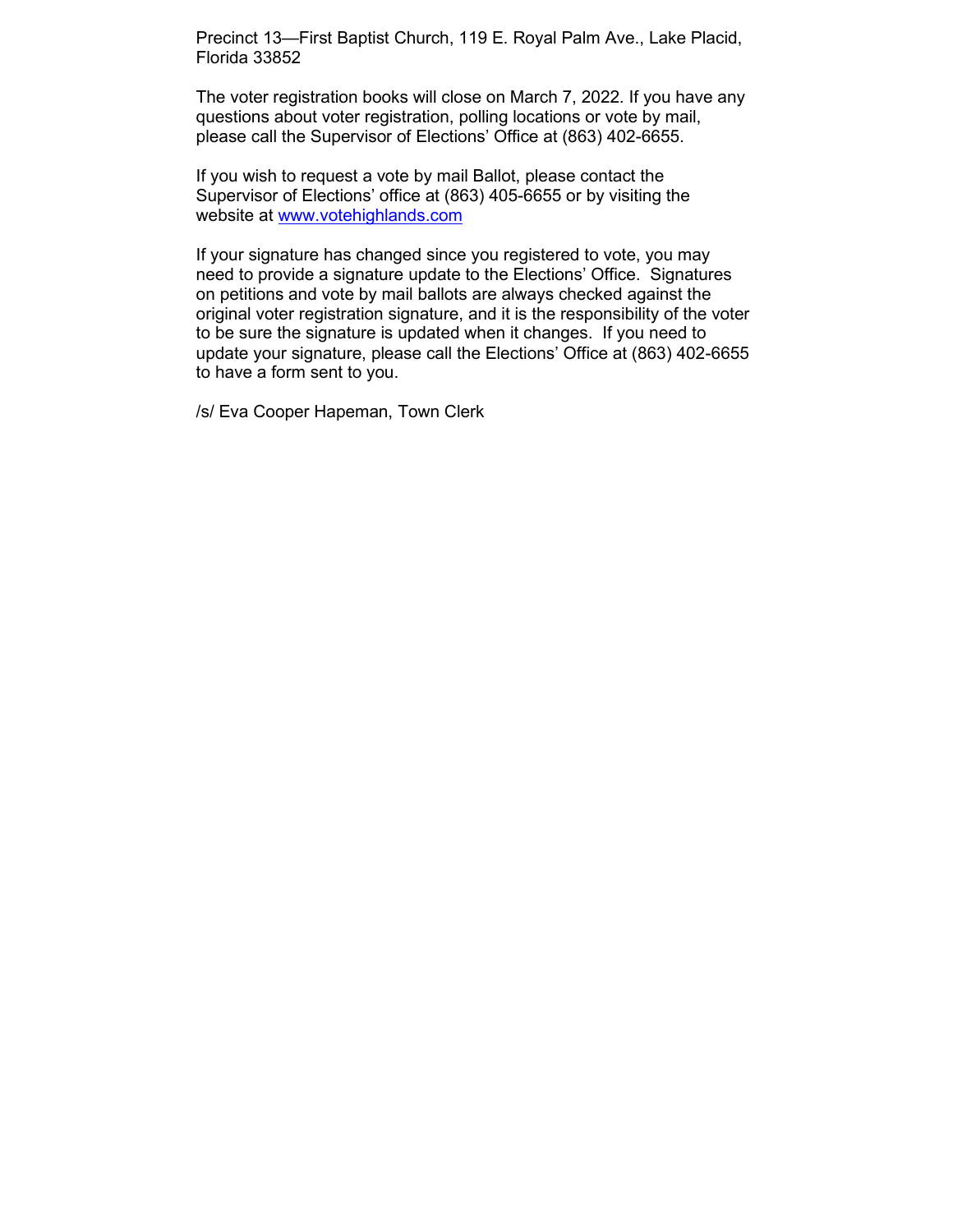Precinct 13—First Baptist Church, 119 E. Royal Palm Ave., Lake Placid, Florida 33852

The voter registration books will close on March 7, 2022. If you have any questions about voter registration, polling locations or vote by mail, please call the Supervisor of Elections' Office at (863) 402-6655.

If you wish to request a vote by mail Ballot, please contact the Supervisor of Elections' office at (863) 405-6655 or by visiting the website at [www.votehighlands.com](http://www.votehighlands.com)

If your signature has changed since you registered to vote, you may need to provide a signature update to the Elections' Office. Signatures on petitions and vote by mail ballots are always checked against the original voter registration signature, and it is the responsibility of the voter to be sure the signature is updated when it changes. If you need to update your signature, please call the Elections' Office at (863) 402-6655 to have a form sent to you.

/s/ Eva Cooper Hapeman, Town Clerk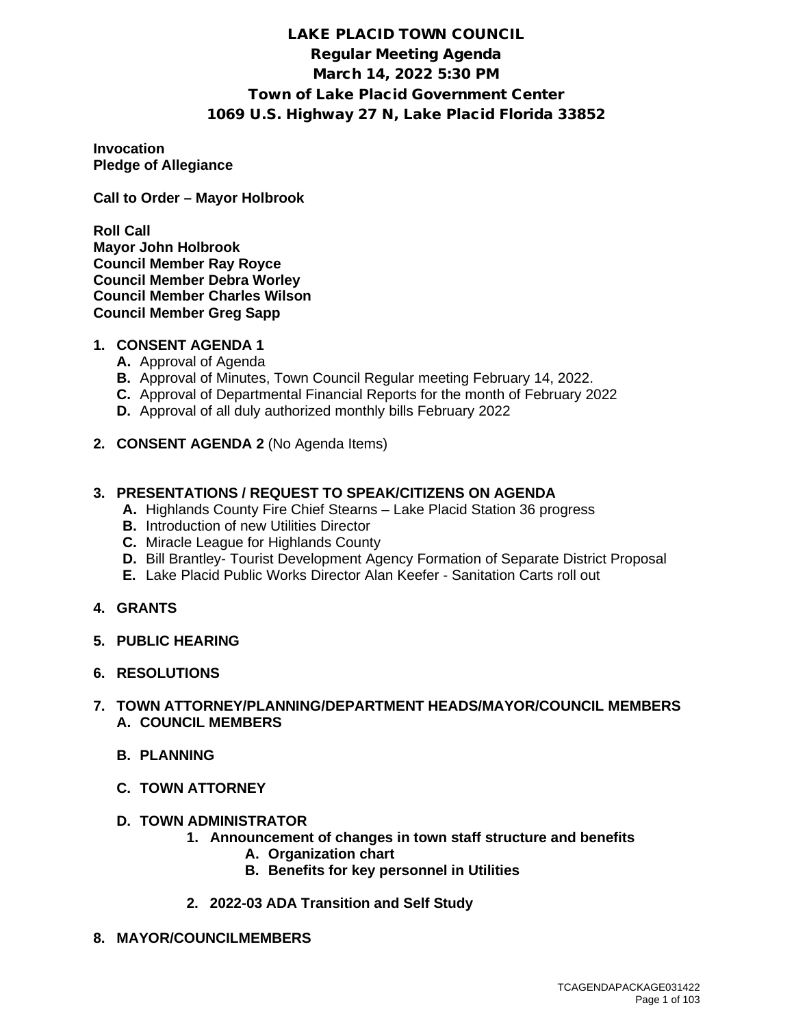# LAKE PLACID TOWN COUNCIL

## Regular Meeting Agenda

## March 14, 2022 5:30 PM

## Town of Lake Placid Government Center

## 1069 U.S. Highway 27 N, Lake Placid Florida 33852

**Invocation**
**Pledge of Allegiance**

**Call to Order – Mayor Holbrook**

**Roll Call**
**Mayor John Holbrook**
**Council Member Ray Royce**
**Council Member Debra Worley**
**Council Member Charles Wilson**
**Council Member Greg Sapp**

1. **CONSENT AGENDA 1**
   - **A.** Approval of Agenda
   - **B.** Approval of Minutes, Town Council Regular meeting February 14, 2022.
   - **C.** Approval of Departmental Financial Reports for the month of February 2022
   - **D.** Approval of all duly authorized monthly bills February 2022

2. **CONSENT AGENDA 2** (No Agenda Items)

3. **PRESENTATIONS / REQUEST TO SPEAK/CITIZENS ON AGENDA**
   - **A.** Highlands County Fire Chief Stearns – Lake Placid Station 36 progress
   - **B.** Introduction of new Utilities Director
   - **C.** Miracle League for Highlands County
   - **D.** Bill Brantley- Tourist Development Agency Formation of Separate District Proposal
   - **E.** Lake Placid Public Works Director Alan Keefer - Sanitation Carts roll out

4. **GRANTS**

5. **PUBLIC HEARING**

6. **RESOLUTIONS**

7. **TOWN ATTORNEY/PLANNING/DEPARTMENT HEADS/MAYOR/COUNCIL MEMBERS**
   - **A. COUNCIL MEMBERS**
   - **B. PLANNING**
   - **C. TOWN ATTORNEY**
   - **D. TOWN ADMINISTRATOR**
     1. **Announcement of changes in town staff structure and benefits**
        - **A. Organization chart**
        - **B. Benefits for key personnel in Utilities**
     2. **2022-03 ADA Transition and Self Study**

8. **MAYOR/COUNCILMEMBERS**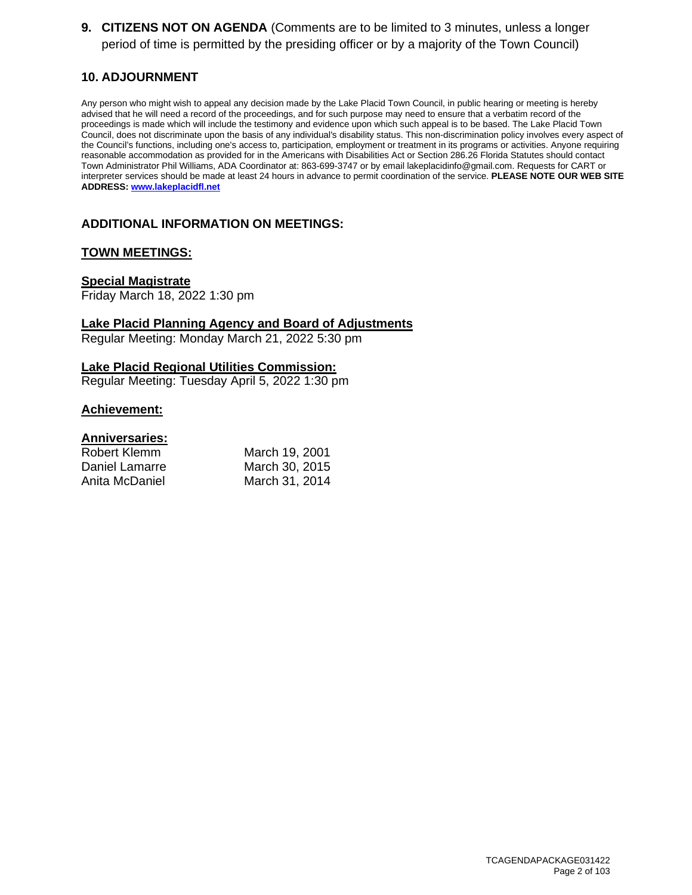## 9. CITIZENS NOT ON AGENDA (Comments are to be limited to 3 minutes, unless a longer period of time is permitted by the presiding officer or by a majority of the Town Council)

## 10. ADJOURNMENT

Any person who might wish to appeal any decision made by the Lake Placid Town Council, in public hearing or meeting is hereby advised that he will need a record of the proceedings, and for such purpose may need to ensure that a verbatim record of the proceedings is made which will include the testimony and evidence upon which such appeal is to be based. The Lake Placid Town Council, does not discriminate upon the basis of any individual's disability status. This non-discrimination policy involves every aspect of the Council's functions, including one's access to, participation, employment or treatment in its programs or activities. Anyone requiring reasonable accommodation as provided for in the Americans with Disabilities Act or Section 286.26 Florida Statutes should contact Town Administrator Phil Williams, ADA Coordinator at: 863-699-3747 or by email lakeplacidinfo@gmail.com. Requests for CART or interpreter services should be made at least 24 hours in advance to permit coordination of the service. **PLEASE NOTE OUR WEB SITE ADDRESS: [www.lakeplacidfl.net](http://www.lakeplacidfl.net)**

## ADDITIONAL INFORMATION ON MEETINGS:

### TOWN MEETINGS:

**Special Magistrate**
Friday March 18, 2022 1:30 pm

**Lake Placid Planning Agency and Board of Adjustments**
Regular Meeting: Monday March 21, 2022 5:30 pm

**Lake Placid Regional Utilities Commission:**
Regular Meeting: Tuesday April 5, 2022 1:30 pm

**Achievement:**

**Anniversaries:**

| | |
|---|---|
| Robert Klemm | March 19, 2001 |
| Daniel Lamarre | March 30, 2015 |
| Anita McDaniel | March 31, 2014 |

TCAGENDAPACKAGE031422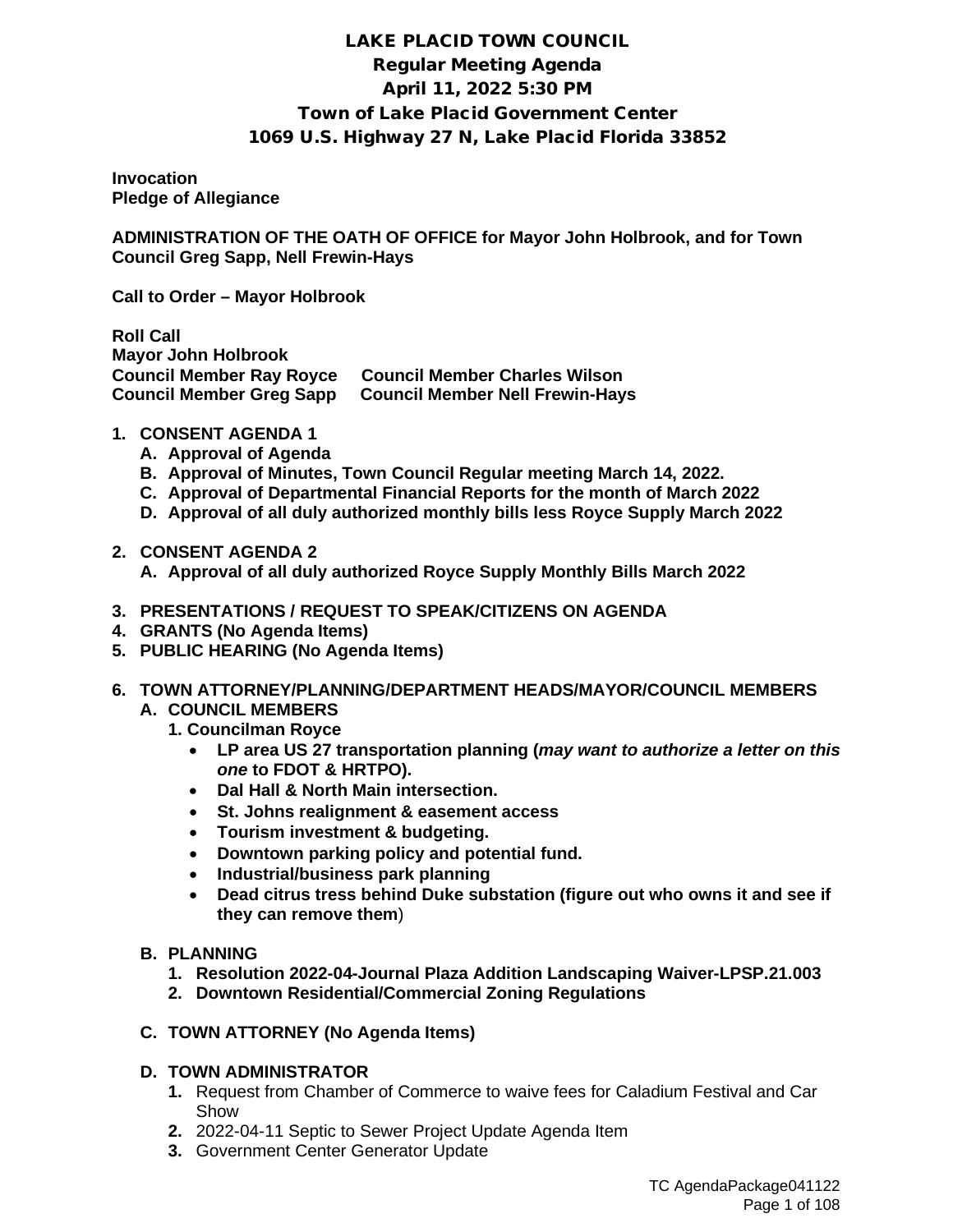# LAKE PLACID TOWN COUNCIL

## Regular Meeting Agenda

## April 11, 2022 5:30 PM

## Town of Lake Placid Government Center

## 1069 U.S. Highway 27 N, Lake Placid Florida 33852

**Invocation**
**Pledge of Allegiance**

**ADMINISTRATION OF THE OATH OF OFFICE for Mayor John Holbrook, and for Town Council Greg Sapp, Nell Frewin-Hays**

**Call to Order – Mayor Holbrook**

**Roll Call**
**Mayor John Holbrook**
**Council Member Ray Royce     Council Member Charles Wilson**
**Council Member Greg Sapp     Council Member Nell Frewin-Hays**

1. **CONSENT AGENDA 1**
   - A. **Approval of Agenda**
   - B. **Approval of Minutes, Town Council Regular meeting March 14, 2022.**
   - C. **Approval of Departmental Financial Reports for the month of March 2022**
   - D. **Approval of all duly authorized monthly bills less Royce Supply March 2022**

2. **CONSENT AGENDA 2**
   - A. **Approval of all duly authorized Royce Supply Monthly Bills March 2022**

3. **PRESENTATIONS / REQUEST TO SPEAK/CITIZENS ON AGENDA**
4. **GRANTS (No Agenda Items)**
5. **PUBLIC HEARING (No Agenda Items)**

6. **TOWN ATTORNEY/PLANNING/DEPARTMENT HEADS/MAYOR/COUNCIL MEMBERS**
   - A. **COUNCIL MEMBERS**
     1. **Councilman Royce**
        - **LP area US 27 transportation planning (*may want to authorize a letter on this one* to FDOT & HRTPO).**
        - **Dal Hall & North Main intersection.**
        - **St. Johns realignment & easement access**
        - **Tourism investment & budgeting.**
        - **Downtown parking policy and potential fund.**
        - **Industrial/business park planning**
        - **Dead citrus tress behind Duke substation (figure out who owns it and see if they can remove them**)
   - B. **PLANNING**
     1. **Resolution 2022-04-Journal Plaza Addition Landscaping Waiver-LPSP.21.003**
     2. **Downtown Residential/Commercial Zoning Regulations**
   - C. **TOWN ATTORNEY (No Agenda Items)**
   - D. **TOWN ADMINISTRATOR**
     1. Request from Chamber of Commerce to waive fees for Caladium Festival and Car Show
     2. 2022-04-11 Septic to Sewer Project Update Agenda Item
     3. Government Center Generator Update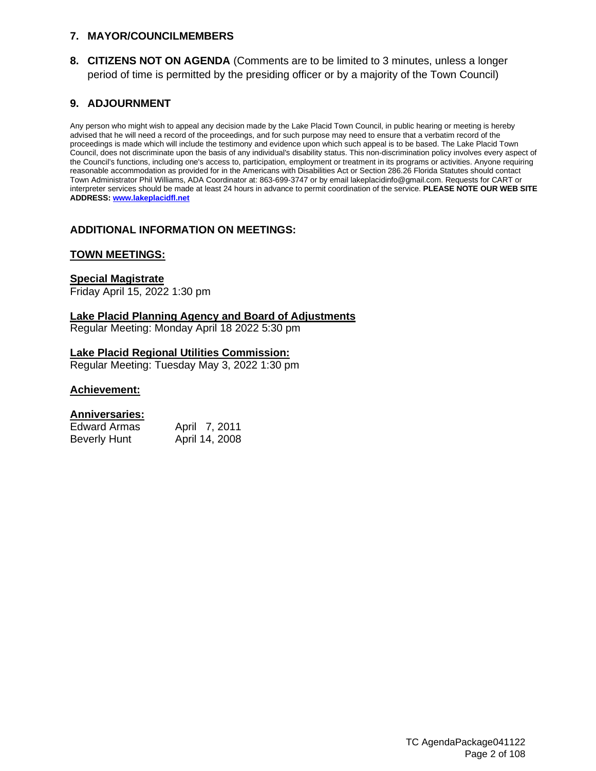## 7. MAYOR/COUNCILMEMBERS

## 8. CITIZENS NOT ON AGENDA (Comments are to be limited to 3 minutes, unless a longer period of time is permitted by the presiding officer or by a majority of the Town Council)

## 9. ADJOURNMENT

Any person who might wish to appeal any decision made by the Lake Placid Town Council, in public hearing or meeting is hereby advised that he will need a record of the proceedings, and for such purpose may need to ensure that a verbatim record of the proceedings is made which will include the testimony and evidence upon which such appeal is to be based. The Lake Placid Town Council, does not discriminate upon the basis of any individual's disability status. This non-discrimination policy involves every aspect of the Council's functions, including one's access to, participation, employment or treatment in its programs or activities. Anyone requiring reasonable accommodation as provided for in the Americans with Disabilities Act or Section 286.26 Florida Statutes should contact Town Administrator Phil Williams, ADA Coordinator at: 863-699-3747 or by email lakeplacidinfo@gmail.com. Requests for CART or interpreter services should be made at least 24 hours in advance to permit coordination of the service. **PLEASE NOTE OUR WEB SITE ADDRESS: [www.lakeplacidfl.net](http://www.lakeplacidfl.net)**

## ADDITIONAL INFORMATION ON MEETINGS:

### TOWN MEETINGS:

**Special Magistrate**
Friday April 15, 2022 1:30 pm

**Lake Placid Planning Agency and Board of Adjustments**
Regular Meeting: Monday April 18 2022 5:30 pm

**Lake Placid Regional Utilities Commission:**
Regular Meeting: Tuesday May 3, 2022 1:30 pm

**Achievement:**

**Anniversaries:**

| | |
|---|---|
| Edward Armas | April 7, 2011 |
| Beverly Hunt | April 14, 2008 |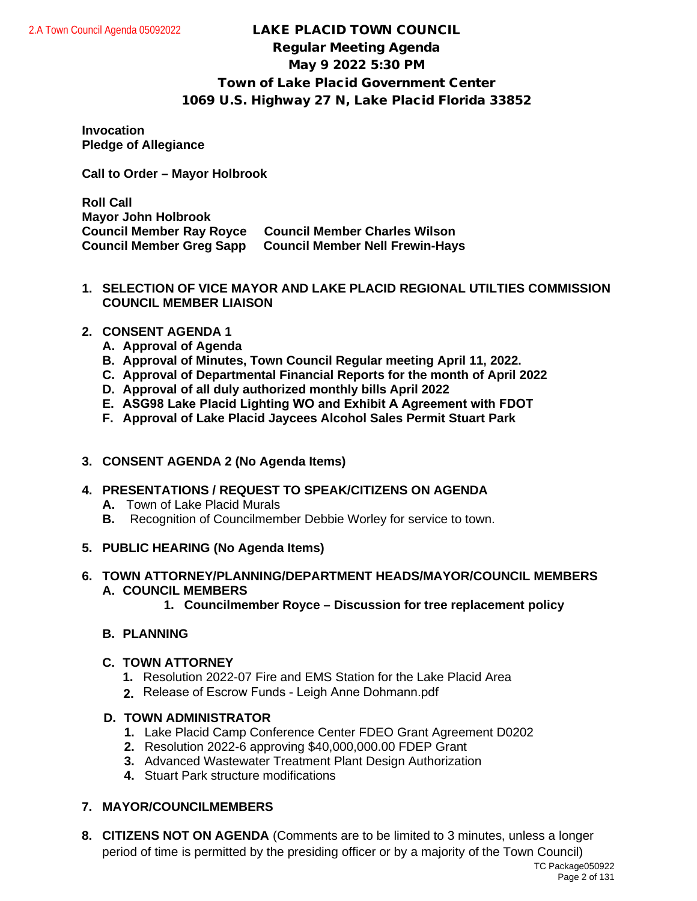# LAKE PLACID TOWN COUNCIL

## Regular Meeting Agenda

## May 9 2022 5:30 PM

## Town of Lake Placid Government Center

## 1069 U.S. Highway 27 N, Lake Placid Florida 33852

**Invocation**
**Pledge of Allegiance**

**Call to Order – Mayor Holbrook**

**Roll Call**
**Mayor John Holbrook**
**Council Member Ray Royce** **Council Member Charles Wilson**
**Council Member Greg Sapp** **Council Member Nell Frewin-Hays**

1. **SELECTION OF VICE MAYOR AND LAKE PLACID REGIONAL UTILTIES COMMISSION COUNCIL MEMBER LIAISON**

2. **CONSENT AGENDA 1**
   - **A. Approval of Agenda**
   - **B. Approval of Minutes, Town Council Regular meeting April 11, 2022.**
   - **C. Approval of Departmental Financial Reports for the month of April 2022**
   - **D. Approval of all duly authorized monthly bills April 2022**
   - **E. ASG98 Lake Placid Lighting WO and Exhibit A Agreement with FDOT**
   - **F. Approval of Lake Placid Jaycees Alcohol Sales Permit Stuart Park**

3. **CONSENT AGENDA 2 (No Agenda Items)**

4. **PRESENTATIONS / REQUEST TO SPEAK/CITIZENS ON AGENDA**
   - **A.** Town of Lake Placid Murals
   - **B.** Recognition of Councilmember Debbie Worley for service to town.

5. **PUBLIC HEARING (No Agenda Items)**

6. **TOWN ATTORNEY/PLANNING/DEPARTMENT HEADS/MAYOR/COUNCIL MEMBERS**
   - **A. COUNCIL MEMBERS**
     1. **Councilmember Royce – Discussion for tree replacement policy**
   - **B. PLANNING**
   - **C. TOWN ATTORNEY**
     1. Resolution 2022-07 Fire and EMS Station for the Lake Placid Area
     2. Release of Escrow Funds - Leigh Anne Dohmann.pdf
   - **D. TOWN ADMINISTRATOR**
     1. Lake Placid Camp Conference Center FDEO Grant Agreement D0202
     2. Resolution 2022-6 approving $40,000,000.00 FDEP Grant
     3. Advanced Wastewater Treatment Plant Design Authorization
     4. Stuart Park structure modifications

7. **MAYOR/COUNCILMEMBERS**

8. **CITIZENS NOT ON AGENDA** (Comments are to be limited to 3 minutes, unless a longer period of time is permitted by the presiding officer or by a majority of the Town Council)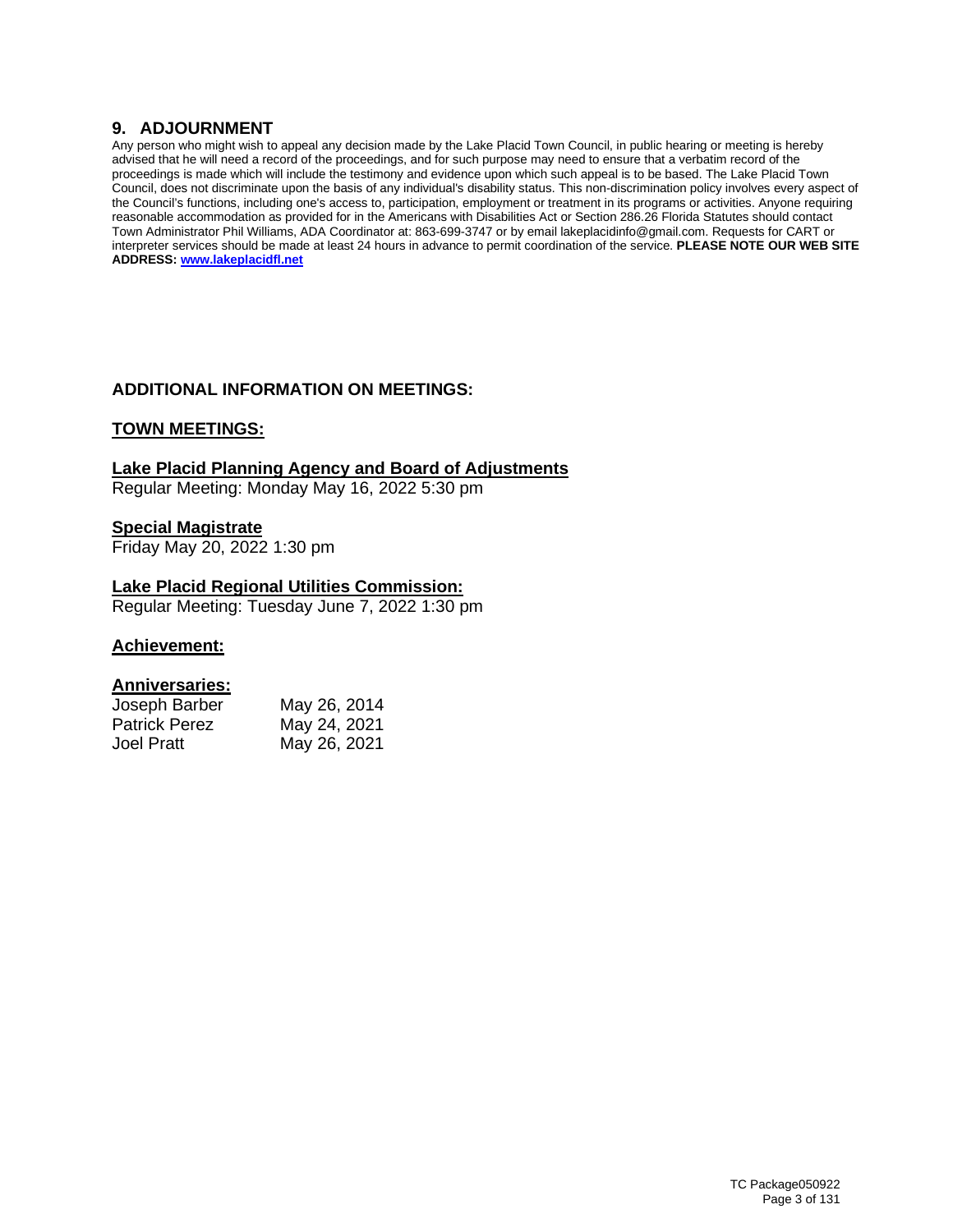## 9. ADJOURNMENT

Any person who might wish to appeal any decision made by the Lake Placid Town Council, in public hearing or meeting is hereby advised that he will need a record of the proceedings, and for such purpose may need to ensure that a verbatim record of the proceedings is made which will include the testimony and evidence upon which such appeal is to be based. The Lake Placid Town Council, does not discriminate upon the basis of any individual's disability status. This non-discrimination policy involves every aspect of the Council's functions, including one's access to, participation, employment or treatment in its programs or activities. Anyone requiring reasonable accommodation as provided for in the Americans with Disabilities Act or Section 286.26 Florida Statutes should contact Town Administrator Phil Williams, ADA Coordinator at: 863-699-3747 or by email lakeplacidinfo@gmail.com. Requests for CART or interpreter services should be made at least 24 hours in advance to permit coordination of the service. **PLEASE NOTE OUR WEB SITE ADDRESS: [www.lakeplacidfl.net](http://www.lakeplacidfl.net)**

### ADDITIONAL INFORMATION ON MEETINGS:

### TOWN MEETINGS:

**Lake Placid Planning Agency and Board of Adjustments**
Regular Meeting: Monday May 16, 2022 5:30 pm

**Special Magistrate**
Friday May 20, 2022 1:30 pm

**Lake Placid Regional Utilities Commission:**
Regular Meeting: Tuesday June 7, 2022 1:30 pm

**Achievement:**

**Anniversaries:**

| | |
|---|---|
| Joseph Barber | May 26, 2014 |
| Patrick Perez | May 24, 2021 |
| Joel Pratt | May 26, 2021 |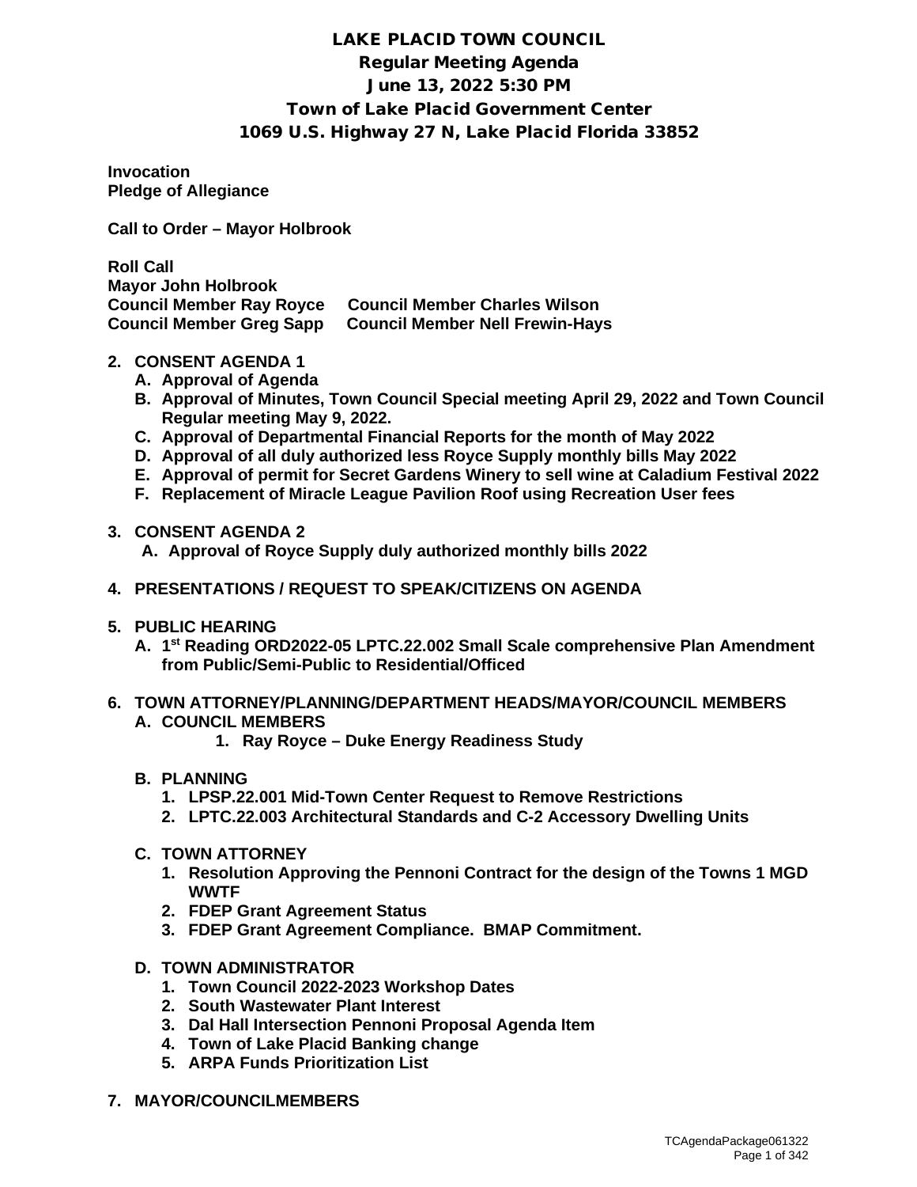# LAKE PLACID TOWN COUNCIL

## Regular Meeting Agenda

## June 13, 2022 5:30 PM

## Town of Lake Placid Government Center

## 1069 U.S. Highway 27 N, Lake Placid Florida 33852

**Invocation**
**Pledge of Allegiance**

**Call to Order – Mayor Holbrook**

**Roll Call**
**Mayor John Holbrook**
**Council Member Ray Royce** **Council Member Charles Wilson**
**Council Member Greg Sapp** **Council Member Nell Frewin-Hays**

2. **CONSENT AGENDA 1**
   - A. **Approval of Agenda**
   - B. **Approval of Minutes, Town Council Special meeting April 29, 2022 and Town Council Regular meeting May 9, 2022.**
   - C. **Approval of Departmental Financial Reports for the month of May 2022**
   - D. **Approval of all duly authorized less Royce Supply monthly bills May 2022**
   - E. **Approval of permit for Secret Gardens Winery to sell wine at Caladium Festival 2022**
   - F. **Replacement of Miracle League Pavilion Roof using Recreation User fees**

3. **CONSENT AGENDA 2**
   - A. **Approval of Royce Supply duly authorized monthly bills 2022**

4. **PRESENTATIONS / REQUEST TO SPEAK/CITIZENS ON AGENDA**

5. **PUBLIC HEARING**
   - A. **1st Reading ORD2022-05 LPTC.22.002 Small Scale comprehensive Plan Amendment from Public/Semi-Public to Residential/Officed**

6. **TOWN ATTORNEY/PLANNING/DEPARTMENT HEADS/MAYOR/COUNCIL MEMBERS**
   - A. **COUNCIL MEMBERS**
     1. **Ray Royce – Duke Energy Readiness Study**
   - B. **PLANNING**
     1. **LPSP.22.001 Mid-Town Center Request to Remove Restrictions**
     2. **LPTC.22.003 Architectural Standards and C-2 Accessory Dwelling Units**
   - C. **TOWN ATTORNEY**
     1. **Resolution Approving the Pennoni Contract for the design of the Towns 1 MGD WWTF**
     2. **FDEP Grant Agreement Status**
     3. **FDEP Grant Agreement Compliance. BMAP Commitment.**
   - D. **TOWN ADMINISTRATOR**
     1. **Town Council 2022-2023 Workshop Dates**
     2. **South Wastewater Plant Interest**
     3. **Dal Hall Intersection Pennoni Proposal Agenda Item**
     4. **Town of Lake Placid Banking change**
     5. **ARPA Funds Prioritization List**

7. **MAYOR/COUNCILMEMBERS**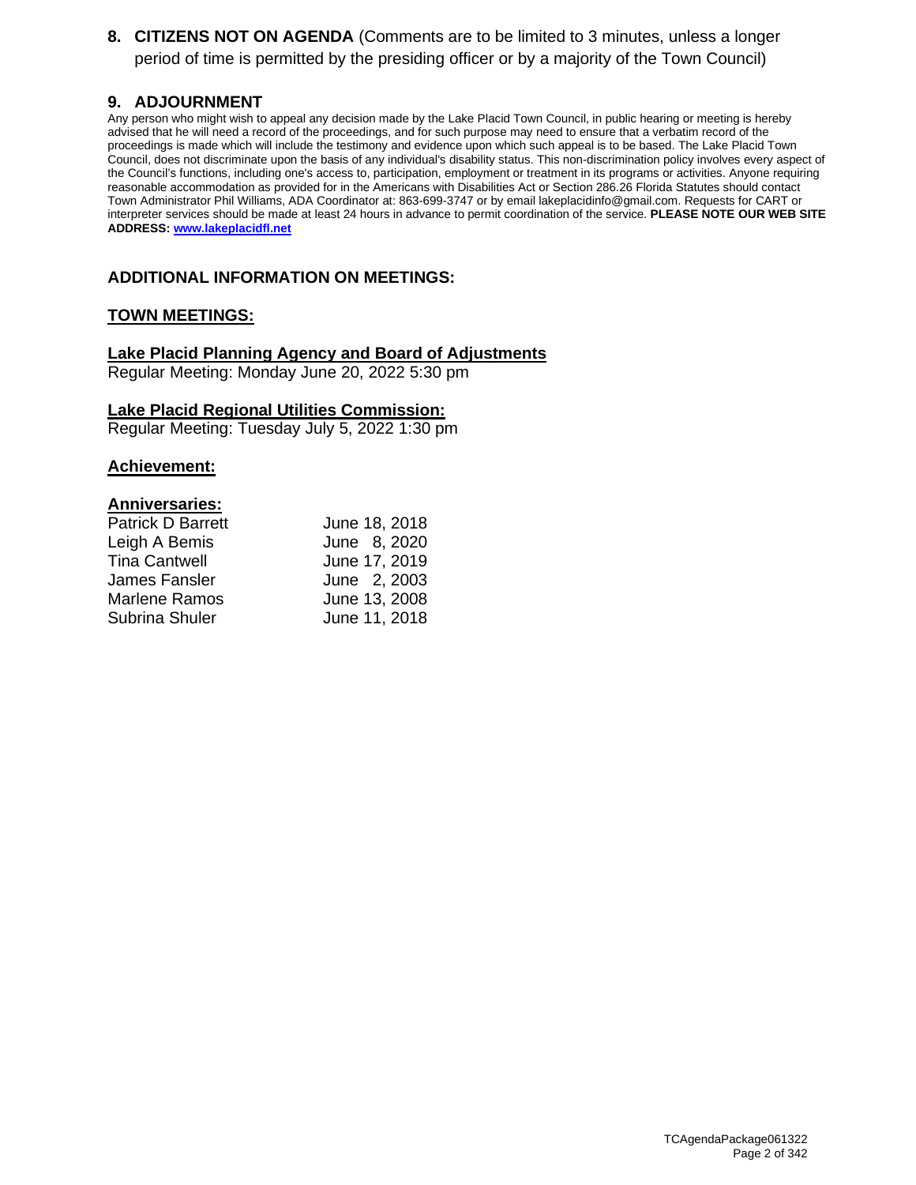**8. CITIZENS NOT ON AGENDA** (Comments are to be limited to 3 minutes, unless a longer period of time is permitted by the presiding officer or by a majority of the Town Council)

## 9. ADJOURNMENT

Any person who might wish to appeal any decision made by the Lake Placid Town Council, in public hearing or meeting is hereby advised that he will need a record of the proceedings, and for such purpose may need to ensure that a verbatim record of the proceedings is made which will include the testimony and evidence upon which such appeal is to be based. The Lake Placid Town Council, does not discriminate upon the basis of any individual's disability status. This non-discrimination policy involves every aspect of the Council's functions, including one's access to, participation, employment or treatment in its programs or activities. Anyone requiring reasonable accommodation as provided for in the Americans with Disabilities Act or Section 286.26 Florida Statutes should contact Town Administrator Phil Williams, ADA Coordinator at: 863-699-3747 or by email lakeplacidinfo@gmail.com. Requests for CART or interpreter services should be made at least 24 hours in advance to permit coordination of the service. **PLEASE NOTE OUR WEB SITE ADDRESS: [www.lakeplacidfl.net](www.lakeplacidfl.net)**

## ADDITIONAL INFORMATION ON MEETINGS:

### TOWN MEETINGS:

**Lake Placid Planning Agency and Board of Adjustments**
Regular Meeting: Monday June 20, 2022 5:30 pm

**Lake Placid Regional Utilities Commission:**
Regular Meeting: Tuesday July 5, 2022 1:30 pm

**Achievement:**

**Anniversaries:**

| | |
|---|---|
| Patrick D Barrett | June 18, 2018 |
| Leigh A Bemis | June 8, 2020 |
| Tina Cantwell | June 17, 2019 |
| James Fansler | June 2, 2003 |
| Marlene Ramos | June 13, 2008 |
| Subrina Shuler | June 11, 2018 |